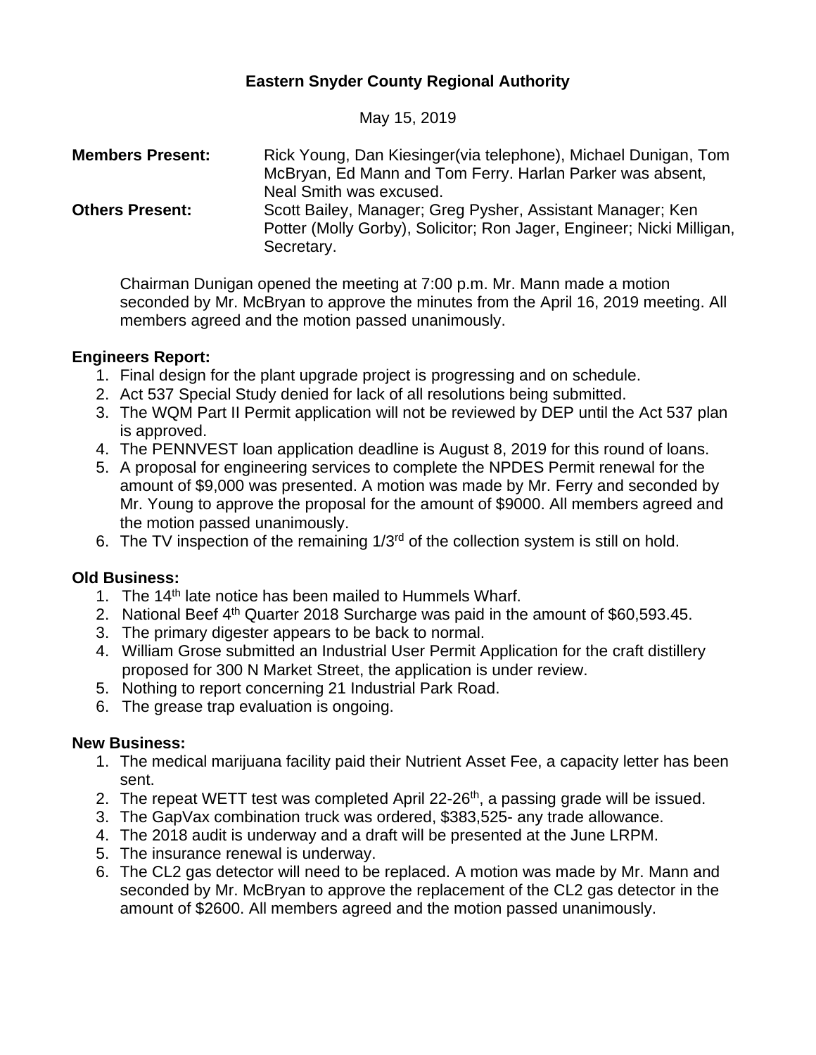# Eastern Snyder County Regional Authority

May 15, 2019

**Members Present:** Rick Young, Dan Kiesinger(via telephone), Michael Dunigan, Tom McBryan, Ed Mann and Tom Ferry. Harlan Parker was absent, Neal Smith was excused.

**Others Present:** Scott Bailey, Manager; Greg Pysher, Assistant Manager; Ken Potter (Molly Gorby), Solicitor; Ron Jager, Engineer; Nicki Milligan, Secretary.

Chairman Dunigan opened the meeting at 7:00 p.m. Mr. Mann made a motion seconded by Mr. McBryan to approve the minutes from the April 16, 2019 meeting. All members agreed and the motion passed unanimously.

**Engineers Report:**

1. Final design for the plant upgrade project is progressing and on schedule.
2. Act 537 Special Study denied for lack of all resolutions being submitted.
3. The WQM Part II Permit application will not be reviewed by DEP until the Act 537 plan is approved.
4. The PENNVEST loan application deadline is August 8, 2019 for this round of loans.
5. A proposal for engineering services to complete the NPDES Permit renewal for the amount of $9,000 was presented. A motion was made by Mr. Ferry and seconded by Mr. Young to approve the proposal for the amount of $9000. All members agreed and the motion passed unanimously.
6. The TV inspection of the remaining 1/3rd of the collection system is still on hold.

**Old Business:**

1. The 14th late notice has been mailed to Hummels Wharf.
2. National Beef 4th Quarter 2018 Surcharge was paid in the amount of $60,593.45.
3. The primary digester appears to be back to normal.
4. William Grose submitted an Industrial User Permit Application for the craft distillery proposed for 300 N Market Street, the application is under review.
5. Nothing to report concerning 21 Industrial Park Road.
6. The grease trap evaluation is ongoing.

**New Business:**

1. The medical marijuana facility paid their Nutrient Asset Fee, a capacity letter has been sent.
2. The repeat WETT test was completed April 22-26th, a passing grade will be issued.
3. The GapVax combination truck was ordered, $383,525- any trade allowance.
4. The 2018 audit is underway and a draft will be presented at the June LRPM.
5. The insurance renewal is underway.
6. The CL2 gas detector will need to be replaced. A motion was made by Mr. Mann and seconded by Mr. McBryan to approve the replacement of the CL2 gas detector in the amount of $2600. All members agreed and the motion passed unanimously.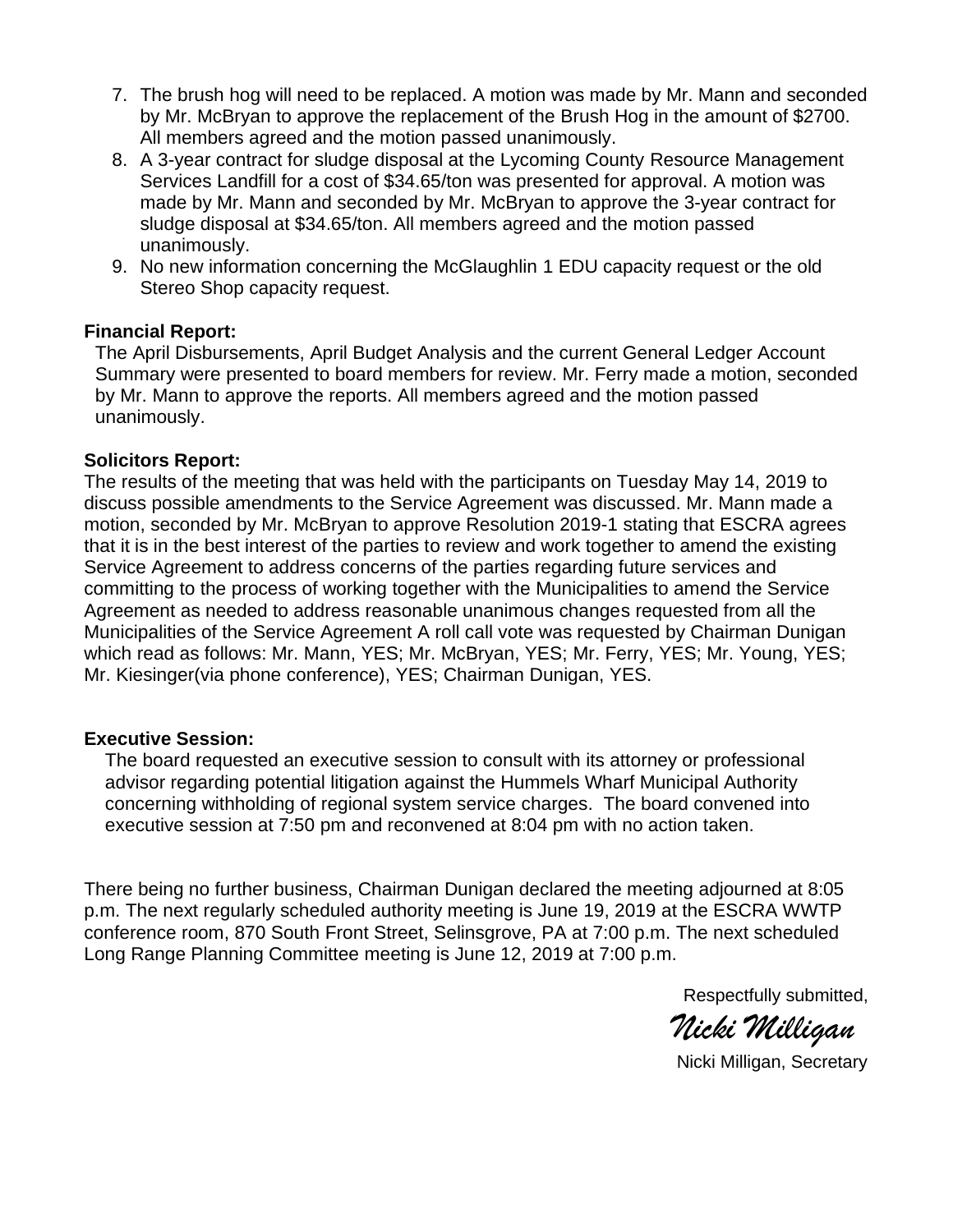7. The brush hog will need to be replaced. A motion was made by Mr. Mann and seconded by Mr. McBryan to approve the replacement of the Brush Hog in the amount of $2700. All members agreed and the motion passed unanimously.
8. A 3-year contract for sludge disposal at the Lycoming County Resource Management Services Landfill for a cost of $34.65/ton was presented for approval. A motion was made by Mr. Mann and seconded by Mr. McBryan to approve the 3-year contract for sludge disposal at $34.65/ton. All members agreed and the motion passed unanimously.
9. No new information concerning the McGlaughlin 1 EDU capacity request or the old Stereo Shop capacity request.

**Financial Report:**

The April Disbursements, April Budget Analysis and the current General Ledger Account Summary were presented to board members for review. Mr. Ferry made a motion, seconded by Mr. Mann to approve the reports. All members agreed and the motion passed unanimously.

**Solicitors Report:**

The results of the meeting that was held with the participants on Tuesday May 14, 2019 to discuss possible amendments to the Service Agreement was discussed. Mr. Mann made a motion, seconded by Mr. McBryan to approve Resolution 2019-1 stating that ESCRA agrees that it is in the best interest of the parties to review and work together to amend the existing Service Agreement to address concerns of the parties regarding future services and committing to the process of working together with the Municipalities to amend the Service Agreement as needed to address reasonable unanimous changes requested from all the Municipalities of the Service Agreement A roll call vote was requested by Chairman Dunigan which read as follows: Mr. Mann, YES; Mr. McBryan, YES; Mr. Ferry, YES; Mr. Young, YES; Mr. Kiesinger(via phone conference), YES; Chairman Dunigan, YES.

**Executive Session:**

The board requested an executive session to consult with its attorney or professional advisor regarding potential litigation against the Hummels Wharf Municipal Authority concerning withholding of regional system service charges. The board convened into executive session at 7:50 pm and reconvened at 8:04 pm with no action taken.

There being no further business, Chairman Dunigan declared the meeting adjourned at 8:05 p.m. The next regularly scheduled authority meeting is June 19, 2019 at the ESCRA WWTP conference room, 870 South Front Street, Selinsgrove, PA at 7:00 p.m. The next scheduled Long Range Planning Committee meeting is June 12, 2019 at 7:00 p.m.

Respectfully submitted,

*Nicki Milligan*

Nicki Milligan, Secretary